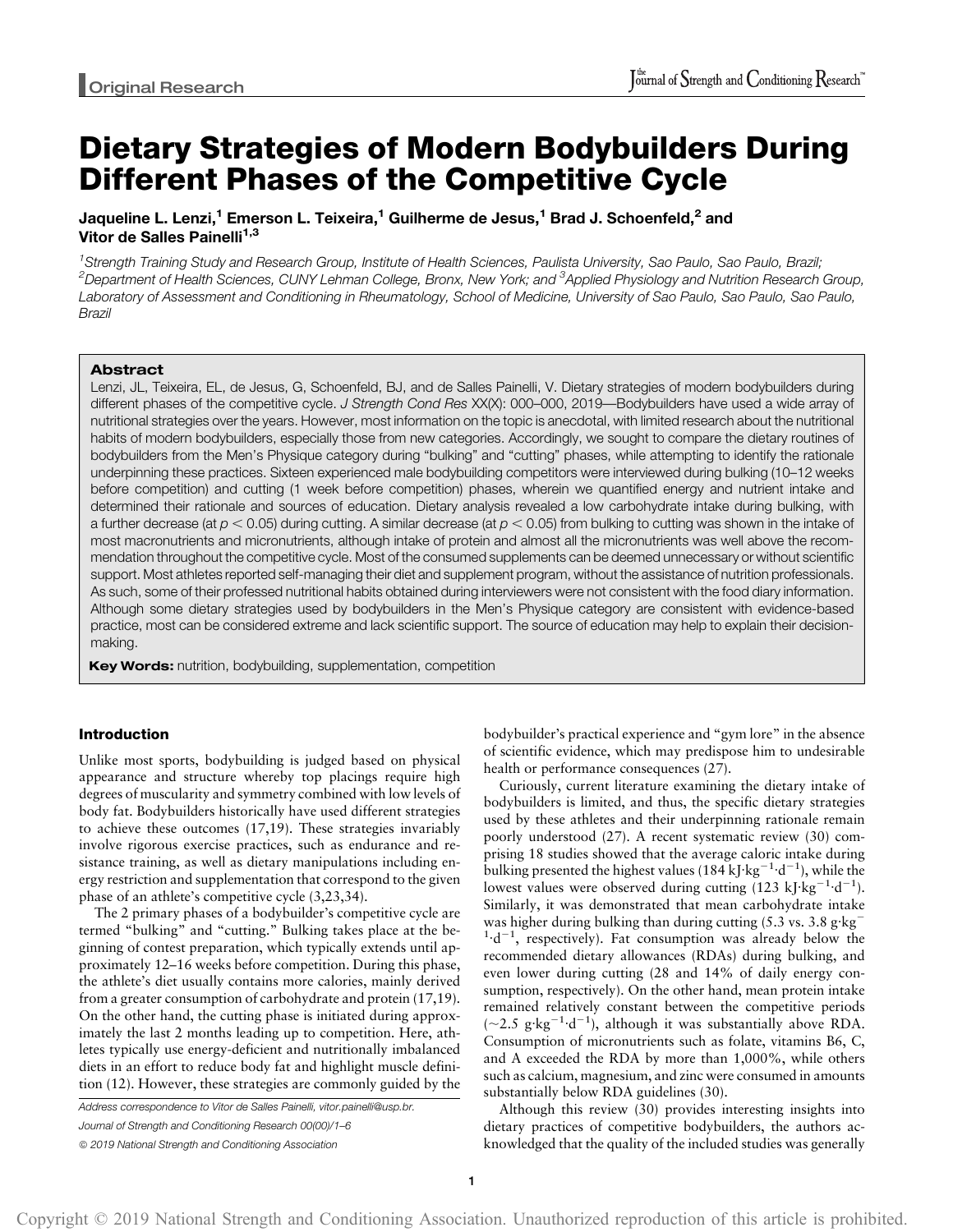Original Research

# Dietary Strategies of Modern Bodybuilders During Different Phases of the Competitive Cycle

**Jaqueline L. Lenzi,[1] Emerson L. Teixeira,[1] Guilherme de Jesus,[1] Brad J. Schoenfeld,[2] and Vitor de Salles Painelli[1,3]**

[1]*Strength Training Study and Research Group, Institute of Health Sciences, Paulista University, Sao Paulo, Sao Paulo, Brazil;* [2]*Department of Health Sciences, CUNY Lehman College, Bronx, New York; and* [3]*Applied Physiology and Nutrition Research Group, Laboratory of Assessment and Conditioning in Rheumatology, School of Medicine, University of Sao Paulo, Sao Paulo, Sao Paulo, Brazil*

## Abstract

Lenzi, JL, Teixeira, EL, de Jesus, G, Schoenfeld, BJ, and de Salles Painelli, V. Dietary strategies of modern bodybuilders during different phases of the competitive cycle. *J Strength Cond Res* XX(X): 000–000, 2019—Bodybuilders have used a wide array of nutritional strategies over the years. However, most information on the topic is anecdotal, with limited research about the nutritional habits of modern bodybuilders, especially those from new categories. Accordingly, we sought to compare the dietary routines of bodybuilders from the Men's Physique category during "bulking" and "cutting" phases, while attempting to identify the rationale underpinning these practices. Sixteen experienced male bodybuilding competitors were interviewed during bulking (10–12 weeks before competition) and cutting (1 week before competition) phases, wherein we quantified energy and nutrient intake and determined their rationale and sources of education. Dietary analysis revealed a low carbohydrate intake during bulking, with a further decrease (at $p < 0.05$) during cutting. A similar decrease (at $p < 0.05$) from bulking to cutting was shown in the intake of most macronutrients and micronutrients, although intake of protein and almost all the micronutrients was well above the recommendation throughout the competitive cycle. Most of the consumed supplements can be deemed unnecessary or without scientific support. Most athletes reported self-managing their diet and supplement program, without the assistance of nutrition professionals. As such, some of their professed nutritional habits obtained during interviewers were not consistent with the food diary information. Although some dietary strategies used by bodybuilders in the Men's Physique category are consistent with evidence-based practice, most can be considered extreme and lack scientific support. The source of education may help to explain their decision-making.

**Key Words:** nutrition, bodybuilding, supplementation, competition

## Introduction

Unlike most sports, bodybuilding is judged based on physical appearance and structure whereby top placings require high degrees of muscularity and symmetry combined with low levels of body fat. Bodybuilders historically have used different strategies to achieve these outcomes (17,19). These strategies invariably involve rigorous exercise practices, such as endurance and resistance training, as well as dietary manipulations including energy restriction and supplementation that correspond to the given phase of an athlete's competitive cycle (3,23,34).

The 2 primary phases of a bodybuilder's competitive cycle are termed "bulking" and "cutting." Bulking takes place at the beginning of contest preparation, which typically extends until approximately 12–16 weeks before competition. During this phase, the athlete's diet usually contains more calories, mainly derived from a greater consumption of carbohydrate and protein (17,19). On the other hand, the cutting phase is initiated during approximately the last 2 months leading up to competition. Here, athletes typically use energy-deficient and nutritionally imbalanced diets in an effort to reduce body fat and highlight muscle definition (12). However, these strategies are commonly guided by the bodybuilder's practical experience and "gym lore" in the absence of scientific evidence, which may predispose him to undesirable health or performance consequences (27).

Curiously, current literature examining the dietary intake of bodybuilders is limited, and thus, the specific dietary strategies used by these athletes and their underpinning rationale remain poorly understood (27). A recent systematic review (30) comprising 18 studies showed that the average caloric intake during bulking presented the highest values (184 $kJ \cdot kg^{-1} \cdot d^{-1}$), while the lowest values were observed during cutting (123 $kJ \cdot kg^{-1} \cdot d^{-1}$). Similarly, it was demonstrated that mean carbohydrate intake was higher during bulking than during cutting (5.3 vs. 3.8 $g \cdot kg^{-1} \cdot d^{-1}$, respectively). Fat consumption was already below the recommended dietary allowances (RDAs) during bulking, and even lower during cutting (28 and 14% of daily energy consumption, respectively). On the other hand, mean protein intake remained relatively constant between the competitive periods (~2.5 $g \cdot kg^{-1} \cdot d^{-1}$), although it was substantially above RDA. Consumption of micronutrients such as folate, vitamins B6, C, and A exceeded the RDA by more than 1,000%, while others such as calcium, magnesium, and zinc were consumed in amounts substantially below RDA guidelines (30).

Although this review (30) provides interesting insights into dietary practices of competitive bodybuilders, the authors acknowledged that the quality of the included studies was generally

Address correspondence to Vitor de Salles Painelli, vitor.painelli@usp.br.

Journal of Strength and Conditioning Research 00(00)/1–6

© 2019 National Strength and Conditioning Association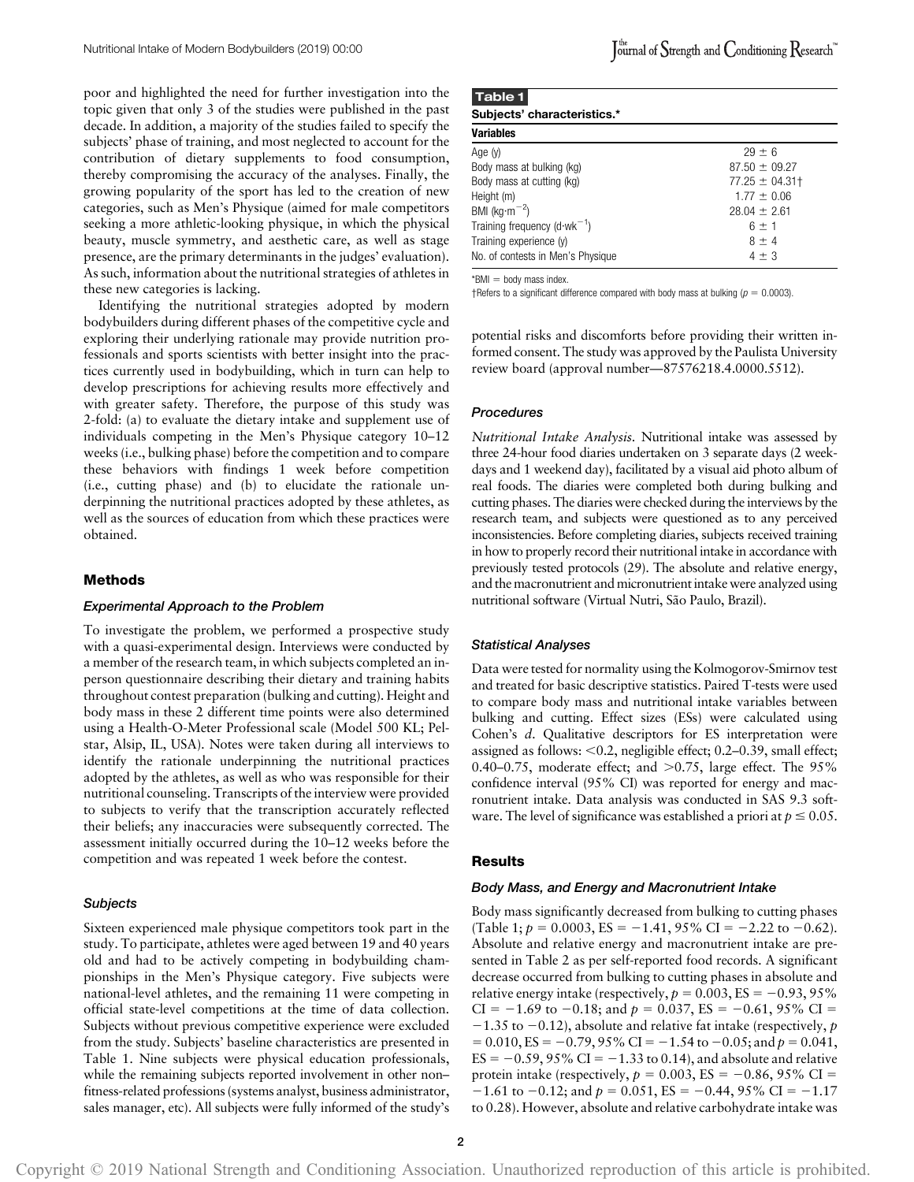poor and highlighted the need for further investigation into the topic given that only 3 of the studies were published in the past decade. In addition, a majority of the studies failed to specify the subjects' phase of training, and most neglected to account for the contribution of dietary supplements to food consumption, thereby compromising the accuracy of the analyses. Finally, the growing popularity of the sport has led to the creation of new categories, such as Men's Physique (aimed for male competitors seeking a more athletic-looking physique, in which the physical beauty, muscle symmetry, and aesthetic care, as well as stage presence, are the primary determinants in the judges' evaluation). As such, information about the nutritional strategies of athletes in these new categories is lacking.

Identifying the nutritional strategies adopted by modern bodybuilders during different phases of the competitive cycle and exploring their underlying rationale may provide nutrition professionals and sports scientists with better insight into the practices currently used in bodybuilding, which in turn can help to develop prescriptions for achieving results more effectively and with greater safety. Therefore, the purpose of this study was 2-fold: (a) to evaluate the dietary intake and supplement use of individuals competing in the Men's Physique category 10–12 weeks (i.e., bulking phase) before the competition and to compare these behaviors with findings 1 week before competition (i.e., cutting phase) and (b) to elucidate the rationale underpinning the nutritional practices adopted by these athletes, as well as the sources of education from which these practices were obtained.

## Methods

### Experimental Approach to the Problem

To investigate the problem, we performed a prospective study with a quasi-experimental design. Interviews were conducted by a member of the research team, in which subjects completed an in-person questionnaire describing their dietary and training habits throughout contest preparation (bulking and cutting). Height and body mass in these 2 different time points were also determined using a Health-O-Meter Professional scale (Model 500 KL; Pelstar, Alsip, IL, USA). Notes were taken during all interviews to identify the rationale underpinning the nutritional practices adopted by the athletes, as well as who was responsible for their nutritional counseling. Transcripts of the interview were provided to subjects to verify that the transcription accurately reflected their beliefs; any inaccuracies were subsequently corrected. The assessment initially occurred during the 10–12 weeks before the competition and was repeated 1 week before the contest.

### Subjects

Sixteen experienced male physique competitors took part in the study. To participate, athletes were aged between 19 and 40 years old and had to be actively competing in bodybuilding championships in the Men's Physique category. Five subjects were national-level athletes, and the remaining 11 were competing in official state-level competitions at the time of data collection. Subjects without previous competitive experience were excluded from the study. Subjects' baseline characteristics are presented in Table 1. Nine subjects were physical education professionals, while the remaining subjects reported involvement in other non–fitness-related professions (systems analyst, business administrator, sales manager, etc). All subjects were fully informed of the study's potential risks and discomforts before providing their written informed consent. The study was approved by the Paulista University review board (approval number—87576218.4.0000.5512).

**Table 1**
**Subjects' characteristics.***

| Variables | |
|---|---|
| Age (y) | 29 ± 6 |
| Body mass at bulking (kg) | 87.50 ± 09.27 |
| Body mass at cutting (kg) | 77.25 ± 04.31† |
| Height (m) | 1.77 ± 0.06 |
| BMI ($kg \cdot m^{-2}$) | 28.04 ± 2.61 |
| Training frequency ($d \cdot wk^{-1}$) | 6 ± 1 |
| Training experience (y) | 8 ± 4 |
| No. of contests in Men's Physique | 4 ± 3 |

*BMI = body mass index.
†Refers to a significant difference compared with body mass at bulking ($p = 0.0003$).

### Procedures

*Nutritional Intake Analysis.* Nutritional intake was assessed by three 24-hour food diaries undertaken on 3 separate days (2 weekdays and 1 weekend day), facilitated by a visual aid photo album of real foods. The diaries were completed both during bulking and cutting phases. The diaries were checked during the interviews by the research team, and subjects were questioned as to any perceived inconsistencies. Before completing diaries, subjects received training in how to properly record their nutritional intake in accordance with previously tested protocols (29). The absolute and relative energy, and the macronutrient and micronutrient intake were analyzed using nutritional software (Virtual Nutri, São Paulo, Brazil).

### Statistical Analyses

Data were tested for normality using the Kolmogorov-Smirnov test and treated for basic descriptive statistics. Paired T-tests were used to compare body mass and nutritional intake variables between bulking and cutting. Effect sizes (ESs) were calculated using Cohen's *d*. Qualitative descriptors for ES interpretation were assigned as follows: <0.2, negligible effect; 0.2–0.39, small effect; 0.40–0.75, moderate effect; and >0.75, large effect. The 95% confidence interval (95% CI) was reported for energy and macronutrient intake. Data analysis was conducted in SAS 9.3 software. The level of significance was established a priori at $p \leq 0.05$.

## Results

### Body Mass, and Energy and Macronutrient Intake

Body mass significantly decreased from bulking to cutting phases (Table 1; $p = 0.0003$, ES = −1.41, 95% CI = −2.22 to −0.62). Absolute and relative energy and macronutrient intake are presented in Table 2 as per self-reported food records. A significant decrease occurred from bulking to cutting phases in absolute and relative energy intake (respectively, $p = 0.003$, ES = −0.93, 95% CI = −1.69 to −0.18; and $p = 0.037$, ES = −0.61, 95% CI = −1.35 to −0.12), absolute and relative fat intake (respectively, $p = 0.010$, ES = −0.79, 95% CI = −1.54 to −0.05; and $p = 0.041$, ES = −0.59, 95% CI = −1.33 to 0.14), and absolute and relative protein intake (respectively, $p = 0.003$, ES = −0.86, 95% CI = −1.61 to −0.12; and $p = 0.051$, ES = −0.44, 95% CI = −1.17 to 0.28). However, absolute and relative carbohydrate intake was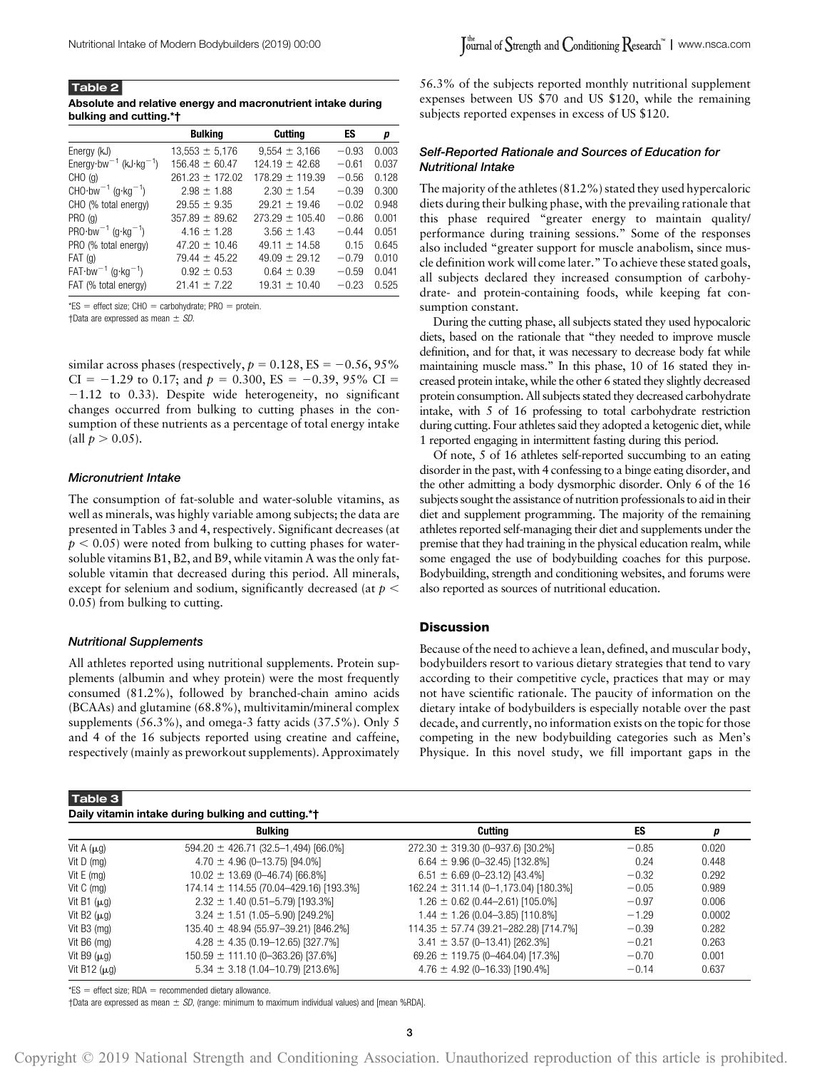**Table 2**
**Absolute and relative energy and macronutrient intake during bulking and cutting.*†**

| | Bulking | Cutting | ES | p |
|---|---|---|---|---|
| Energy (kJ) | 13,553 ± 5,176 | 9,554 ± 3,166 | −0.93 | 0.003 |
| Energy·bw$^{-1}$ (kJ·kg$^{-1}$) | 156.48 ± 60.47 | 124.19 ± 42.68 | −0.61 | 0.037 |
| CHO (g) | 261.23 ± 172.02 | 178.29 ± 119.39 | −0.56 | 0.128 |
| CHO·bw$^{-1}$ (g·kg$^{-1}$) | 2.98 ± 1.88 | 2.30 ± 1.54 | −0.39 | 0.300 |
| CHO (% total energy) | 29.55 ± 9.35 | 29.21 ± 19.46 | −0.02 | 0.948 |
| PRO (g) | 357.89 ± 89.62 | 273.29 ± 105.40 | −0.86 | 0.001 |
| PRO·bw$^{-1}$ (g·kg$^{-1}$) | 4.16 ± 1.28 | 3.56 ± 1.43 | −0.44 | 0.051 |
| PRO (% total energy) | 47.20 ± 10.46 | 49.11 ± 14.58 | 0.15 | 0.645 |
| FAT (g) | 79.44 ± 45.22 | 49.09 ± 29.12 | −0.79 | 0.010 |
| FAT·bw$^{-1}$ (g·kg$^{-1}$) | 0.92 ± 0.53 | 0.64 ± 0.39 | −0.59 | 0.041 |
| FAT (% total energy) | 21.41 ± 7.22 | 19.31 ± 10.40 | −0.23 | 0.525 |

*ES = effect size; CHO = carbohydrate; PRO = protein.
†Data are expressed as mean ± *SD*.

similar across phases (respectively, $p = 0.128$, ES = −0.56, 95% CI = −1.29 to 0.17; and $p = 0.300$, ES = −0.39, 95% CI = −1.12 to 0.33). Despite wide heterogeneity, no significant changes occurred from bulking to cutting phases in the consumption of these nutrients as a percentage of total energy intake (all $p > 0.05$).

### *Micronutrient Intake*

The consumption of fat-soluble and water-soluble vitamins, as well as minerals, was highly variable among subjects; the data are presented in Tables 3 and 4, respectively. Significant decreases (at $p < 0.05$) were noted from bulking to cutting phases for water-soluble vitamins B1, B2, and B9, while vitamin A was the only fat-soluble vitamin that decreased during this period. All minerals, except for selenium and sodium, significantly decreased (at $p < 0.05$) from bulking to cutting.

### *Nutritional Supplements*

All athletes reported using nutritional supplements. Protein supplements (albumin and whey protein) were the most frequently consumed (81.2%), followed by branched-chain amino acids (BCAAs) and glutamine (68.8%), multivitamin/mineral complex supplements (56.3%), and omega-3 fatty acids (37.5%). Only 5 and 4 of the 16 subjects reported using creatine and caffeine, respectively (mainly as preworkout supplements). Approximately 56.3% of the subjects reported monthly nutritional supplement expenses between US $70 and US $120, while the remaining subjects reported expenses in excess of US $120.

### *Self-Reported Rationale and Sources of Education for Nutritional Intake*

The majority of the athletes (81.2%) stated they used hypercaloric diets during their bulking phase, with the prevailing rationale that this phase required "greater energy to maintain quality/performance during training sessions." Some of the responses also included "greater support for muscle anabolism, since muscle definition work will come later." To achieve these stated goals, all subjects declared they increased consumption of carbohydrate- and protein-containing foods, while keeping fat consumption constant.

During the cutting phase, all subjects stated they used hypocaloric diets, based on the rationale that "they needed to improve muscle definition, and for that, it was necessary to decrease body fat while maintaining muscle mass." In this phase, 10 of 16 stated they increased protein intake, while the other 6 stated they slightly decreased protein consumption. All subjects stated they decreased carbohydrate intake, with 5 of 16 professing to total carbohydrate restriction during cutting. Four athletes said they adopted a ketogenic diet, while 1 reported engaging in intermittent fasting during this period.

Of note, 5 of 16 athletes self-reported succumbing to an eating disorder in the past, with 4 confessing to a binge eating disorder, and the other admitting a body dysmorphic disorder. Only 6 of the 16 subjects sought the assistance of nutrition professionals to aid in their diet and supplement programming. The majority of the remaining athletes reported self-managing their diet and supplements under the premise that they had training in the physical education realm, while some engaged the use of bodybuilding coaches for this purpose. Bodybuilding, strength and conditioning websites, and forums were also reported as sources of nutritional education.

## Discussion

Because of the need to achieve a lean, defined, and muscular body, bodybuilders resort to various dietary strategies that tend to vary according to their competitive cycle, practices that may or may not have scientific rationale. The paucity of information on the dietary intake of bodybuilders is especially notable over the past decade, and currently, no information exists on the topic for those competing in the new bodybuilding categories such as Men's Physique. In this novel study, we fill important gaps in the

**Table 3**
**Daily vitamin intake during bulking and cutting.*†**

| | Bulking | Cutting | ES | p |
|---|---|---|---|---|
| Vit A (μg) | 594.20 ± 426.71 (32.5–1,494) [66.0%] | 272.30 ± 319.30 (0–937.6) [30.2%] | −0.85 | 0.020 |
| Vit D (mg) | 4.70 ± 4.96 (0–13.75) [94.0%] | 6.64 ± 9.96 (0–32.45) [132.8%] | 0.24 | 0.448 |
| Vit E (mg) | 10.02 ± 13.69 (0–46.74) [66.8%] | 6.51 ± 6.69 (0–23.12) [43.4%] | −0.32 | 0.292 |
| Vit C (mg) | 174.14 ± 114.55 (70.04–429.16) [193.3%] | 162.24 ± 311.14 (0–1,173.04) [180.3%] | −0.05 | 0.989 |
| Vit B1 (μg) | 2.32 ± 1.40 (0.51–5.79) [193.3%] | 1.26 ± 0.62 (0.44–2.61) [105.0%] | −0.97 | 0.006 |
| Vit B2 (μg) | 3.24 ± 1.51 (1.05–5.90) [249.2%] | 1.44 ± 1.26 (0.04–3.85) [110.8%] | −1.29 | 0.0002 |
| Vit B3 (mg) | 135.40 ± 48.94 (55.97–39.21) [846.2%] | 114.35 ± 57.74 (39.21–282.28) [714.7%] | −0.39 | 0.282 |
| Vit B6 (mg) | 4.28 ± 4.35 (0.19–12.65) [327.7%] | 3.41 ± 3.57 (0–13.41) [262.3%] | −0.21 | 0.263 |
| Vit B9 (μg) | 150.59 ± 111.10 (0–363.26) [37.6%] | 69.26 ± 119.75 (0–464.04) [17.3%] | −0.70 | 0.001 |
| Vit B12 (μg) | 5.34 ± 3.18 (1.04–10.79) [213.6%] | 4.76 ± 4.92 (0–16.33) [190.4%] | −0.14 | 0.637 |

*ES = effect size; RDA = recommended dietary allowance.
†Data are expressed as mean ± *SD*, (range: minimum to maximum individual values) and [mean %RDA].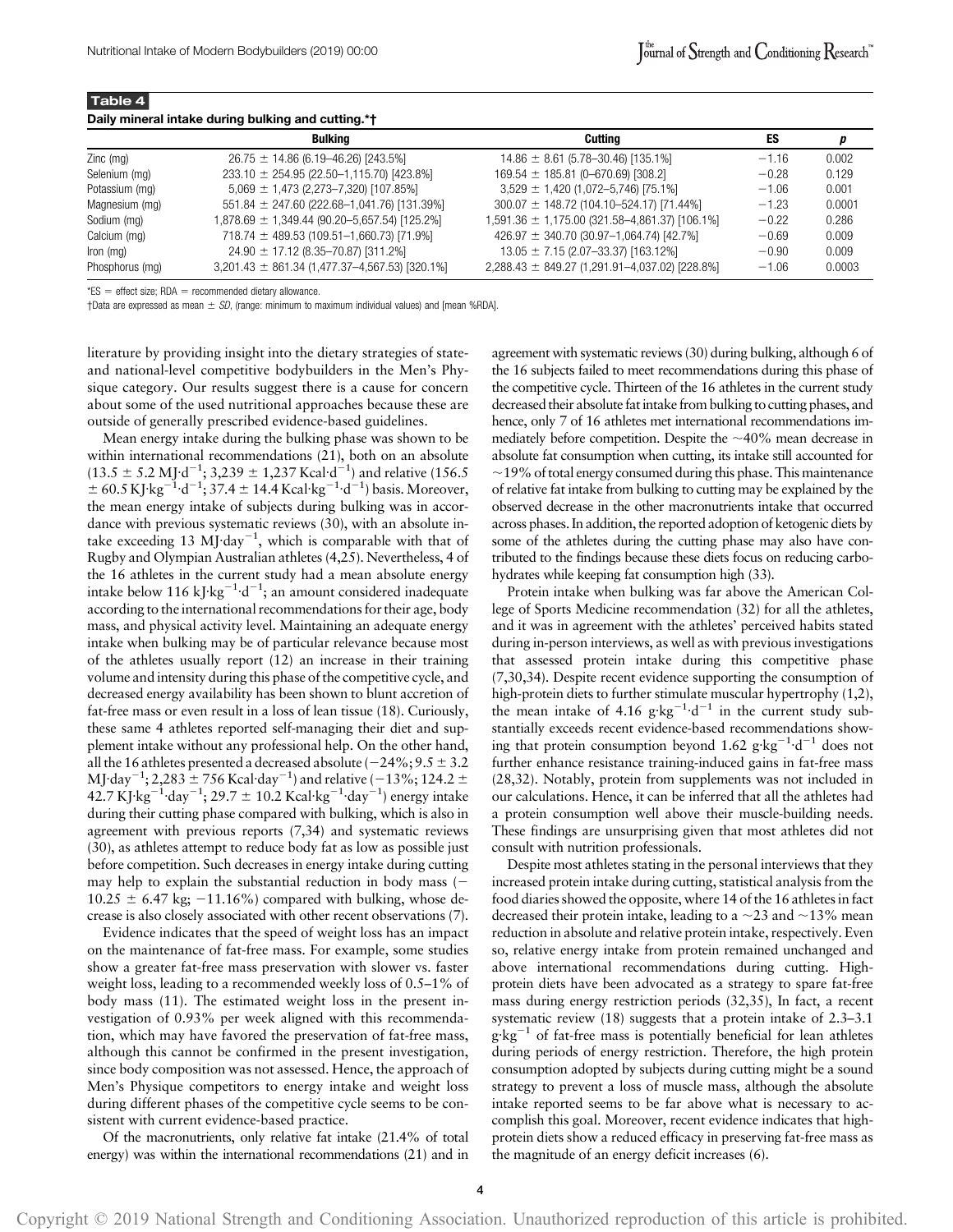**Table 4**
**Daily mineral intake during bulking and cutting.*†**

| | Bulking | Cutting | ES | p |
|---|---|---|---|---|
| Zinc (mg) | 26.75 ± 14.86 (6.19–46.26) [243.5%] | 14.86 ± 8.61 (5.78–30.46) [135.1%] | −1.16 | 0.002 |
| Selenium (mg) | 233.10 ± 254.95 (22.50–1,115.70) [423.8%] | 169.54 ± 185.81 (0–670.69) [308.2] | −0.28 | 0.129 |
| Potassium (mg) | 5,069 ± 1,473 (2,273–7,320) [107.85%] | 3,529 ± 1,420 (1,072–5,746) [75.1%] | −1.06 | 0.001 |
| Magnesium (mg) | 551.84 ± 247.60 (222.68–1,041.76) [131.39%] | 300.07 ± 148.72 (104.10–524.17) [71.44%] | −1.23 | 0.0001 |
| Sodium (mg) | 1,878.69 ± 1,349.44 (90.20–5,657.54) [125.2%] | 1,591.36 ± 1,175.00 (321.58–4,861.37) [106.1%] | −0.22 | 0.286 |
| Calcium (mg) | 718.74 ± 489.53 (109.51–1,660.73) [71.9%] | 426.97 ± 340.70 (30.97–1,064.74) [42.7%] | −0.69 | 0.009 |
| Iron (mg) | 24.90 ± 17.12 (8.35–70.87) [311.2%] | 13.05 ± 7.15 (2.07–33.37) [163.12%] | −0.90 | 0.009 |
| Phosphorus (mg) | 3,201.43 ± 861.34 (1,477.37–4,567.53) [320.1%] | 2,288.43 ± 849.27 (1,291.91–4,037.02) [228.8%] | −1.06 | 0.0003 |

*ES = effect size; RDA = recommended dietary allowance.
†Data are expressed as mean ± *SD*, (range: minimum to maximum individual values) and [mean %RDA].

literature by providing insight into the dietary strategies of state- and national-level competitive bodybuilders in the Men's Physique category. Our results suggest there is a cause for concern about some of the used nutritional approaches because these are outside of generally prescribed evidence-based guidelines.

Mean energy intake during the bulking phase was shown to be within international recommendations (21), both on an absolute ($13.5 \pm 5.2$ $MJ \cdot d^{-1}$; $3,239 \pm 1,237$ $Kcal \cdot d^{-1}$) and relative ($156.5 \pm 60.5$ $KJ \cdot kg^{-1} \cdot d^{-1}$; $37.4 \pm 14.4$ $Kcal \cdot kg^{-1} \cdot d^{-1}$) basis. Moreover, the mean energy intake of subjects during bulking was in accordance with previous systematic reviews (30), with an absolute intake exceeding 13 $MJ \cdot day^{-1}$, which is comparable with that of Rugby and Olympian Australian athletes (4,25). Nevertheless, 4 of the 16 athletes in the current study had a mean absolute energy intake below 116 $kJ \cdot kg^{-1} \cdot d^{-1}$; an amount considered inadequate according to the international recommendations for their age, body mass, and physical activity level. Maintaining an adequate energy intake when bulking may be of particular relevance because most of the athletes usually report (12) an increase in their training volume and intensity during this phase of the competitive cycle, and decreased energy availability has been shown to blunt accretion of fat-free mass or even result in a loss of lean tissue (18). Curiously, these same 4 athletes reported self-managing their diet and supplement intake without any professional help. On the other hand, all the 16 athletes presented a decreased absolute (−24%; $9.5 \pm 3.2$ $MJ \cdot day^{-1}$; $2,283 \pm 756$ $Kcal \cdot day^{-1}$) and relative (−13%; $124.2 \pm 42.7$ $KJ \cdot kg^{-1} \cdot day^{-1}$; $29.7 \pm 10.2$ $Kcal \cdot kg^{-1} \cdot day^{-1}$) energy intake during their cutting phase compared with bulking, which is also in agreement with previous reports (7,34) and systematic reviews (30), as athletes attempt to reduce body fat as low as possible just before competition. Such decreases in energy intake during cutting may help to explain the substantial reduction in body mass (−10.25 ± 6.47 kg; −11.16%) compared with bulking, whose decrease is also closely associated with other recent observations (7).

Evidence indicates that the speed of weight loss has an impact on the maintenance of fat-free mass. For example, some studies show a greater fat-free mass preservation with slower vs. faster weight loss, leading to a recommended weekly loss of 0.5–1% of body mass (11). The estimated weight loss in the present investigation of 0.93% per week aligned with this recommendation, which may have favored the preservation of fat-free mass, although this cannot be confirmed in the present investigation, since body composition was not assessed. Hence, the approach of Men's Physique competitors to energy intake and weight loss during different phases of the competitive cycle seems to be consistent with current evidence-based practice.

Of the macronutrients, only relative fat intake (21.4% of total energy) was within the international recommendations (21) and in agreement with systematic reviews (30) during bulking, although 6 of the 16 subjects failed to meet recommendations during this phase of the competitive cycle. Thirteen of the 16 athletes in the current study decreased their absolute fat intake from bulking to cutting phases, and hence, only 7 of 16 athletes met international recommendations immediately before competition. Despite the ~40% mean decrease in absolute fat consumption when cutting, its intake still accounted for ~19% of total energy consumed during this phase. This maintenance of relative fat intake from bulking to cutting may be explained by the observed decrease in the other macronutrients intake that occurred across phases. In addition, the reported adoption of ketogenic diets by some of the athletes during the cutting phase may also have contributed to the findings because these diets focus on reducing carbohydrates while keeping fat consumption high (33).

Protein intake when bulking was far above the American College of Sports Medicine recommendation (32) for all the athletes, and it was in agreement with the athletes' perceived habits stated during in-person interviews, as well as with previous investigations that assessed protein intake during this competitive phase (7,30,34). Despite recent evidence supporting the consumption of high-protein diets to further stimulate muscular hypertrophy (1,2), the mean intake of 4.16 $g \cdot kg^{-1} \cdot d^{-1}$ in the current study substantially exceeds recent evidence-based recommendations showing that protein consumption beyond 1.62 $g \cdot kg^{-1} \cdot d^{-1}$ does not further enhance resistance training-induced gains in fat-free mass (28,32). Notably, protein from supplements was not included in our calculations. Hence, it can be inferred that all the athletes had a protein consumption well above their muscle-building needs. These findings are unsurprising given that most athletes did not consult with nutrition professionals.

Despite most athletes stating in the personal interviews that they increased protein intake during cutting, statistical analysis from the food diaries showed the opposite, where 14 of the 16 athletes in fact decreased their protein intake, leading to a ~23 and ~13% mean reduction in absolute and relative protein intake, respectively. Even so, relative energy intake from protein remained unchanged and above international recommendations during cutting. High-protein diets have been advocated as a strategy to spare fat-free mass during energy restriction periods (32,35), In fact, a recent systematic review (18) suggests that a protein intake of 2.3–3.1 $g \cdot kg^{-1}$ of fat-free mass is potentially beneficial for lean athletes during periods of energy restriction. Therefore, the high protein consumption adopted by subjects during cutting might be a sound strategy to prevent a loss of muscle mass, although the absolute intake reported seems to be far above what is necessary to accomplish this goal. Moreover, recent evidence indicates that high-protein diets show a reduced efficacy in preserving fat-free mass as the magnitude of an energy deficit increases (6).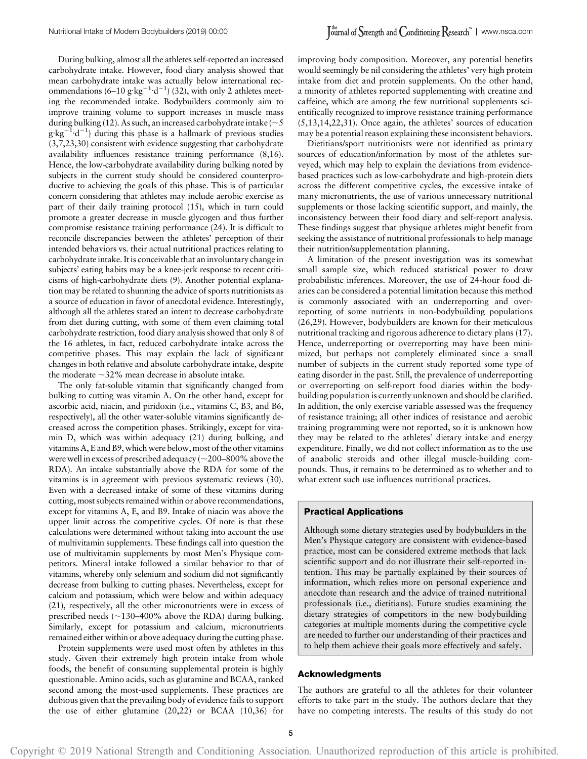During bulking, almost all the athletes self-reported an increased carbohydrate intake. However, food diary analysis showed that mean carbohydrate intake was actually below international recommendations (6–10 $g \cdot kg^{-1} \cdot d^{-1}$) (32), with only 2 athletes meeting the recommended intake. Bodybuilders commonly aim to improve training volume to support increases in muscle mass during bulking (12). As such, an increased carbohydrate intake (~5 $g \cdot kg^{-1} \cdot d^{-1}$) during this phase is a hallmark of previous studies (3,7,23,30) consistent with evidence suggesting that carbohydrate availability influences resistance training performance (8,16). Hence, the low-carbohydrate availability during bulking noted by subjects in the current study should be considered counterproductive to achieving the goals of this phase. This is of particular concern considering that athletes may include aerobic exercise as part of their daily training protocol (15), which in turn could promote a greater decrease in muscle glycogen and thus further compromise resistance training performance (24). It is difficult to reconcile discrepancies between the athletes' perception of their intended behaviors vs. their actual nutritional practices relating to carbohydrate intake. It is conceivable that an involuntary change in subjects' eating habits may be a knee-jerk response to recent criticisms of high-carbohydrate diets (9). Another potential explanation may be related to shunning the advice of sports nutritionists as a source of education in favor of anecdotal evidence. Interestingly, although all the athletes stated an intent to decrease carbohydrate from diet during cutting, with some of them even claiming total carbohydrate restriction, food diary analysis showed that only 8 of the 16 athletes, in fact, reduced carbohydrate intake across the competitive phases. This may explain the lack of significant changes in both relative and absolute carbohydrate intake, despite the moderate ~32% mean decrease in absolute intake.

The only fat-soluble vitamin that significantly changed from bulking to cutting was vitamin A. On the other hand, except for ascorbic acid, niacin, and piridoxin (i.e., vitamins C, B3, and B6, respectively), all the other water-soluble vitamins significantly decreased across the competition phases. Strikingly, except for vitamin D, which was within adequacy (21) during bulking, and vitamins A, E and B9, which were below, most of the other vitamins were well in excess of prescribed adequacy (~200–800% above the RDA). An intake substantially above the RDA for some of the vitamins is in agreement with previous systematic reviews (30). Even with a decreased intake of some of these vitamins during cutting, most subjects remained within or above recommendations, except for vitamins A, E, and B9. Intake of niacin was above the upper limit across the competitive cycles. Of note is that these calculations were determined without taking into account the use of multivitamin supplements. These findings call into question the use of multivitamin supplements by most Men's Physique competitors. Mineral intake followed a similar behavior to that of vitamins, whereby only selenium and sodium did not significantly decrease from bulking to cutting phases. Nevertheless, except for calcium and potassium, which were below and within adequacy (21), respectively, all the other micronutrients were in excess of prescribed needs (~130–400% above the RDA) during bulking. Similarly, except for potassium and calcium, micronutrients remained either within or above adequacy during the cutting phase.

Protein supplements were used most often by athletes in this study. Given their extremely high protein intake from whole foods, the benefit of consuming supplemental protein is highly questionable. Amino acids, such as glutamine and BCAA, ranked second among the most-used supplements. These practices are dubious given that the prevailing body of evidence fails to support the use of either glutamine (20,22) or BCAA (10,36) for improving body composition. Moreover, any potential benefits would seemingly be nil considering the athletes' very high protein intake from diet and protein supplements. On the other hand, a minority of athletes reported supplementing with creatine and caffeine, which are among the few nutritional supplements scientifically recognized to improve resistance training performance (5,13,14,22,31). Once again, the athletes' sources of education may be a potential reason explaining these inconsistent behaviors.

Dietitians/sport nutritionists were not identified as primary sources of education/information by most of the athletes surveyed, which may help to explain the deviations from evidence-based practices such as low-carbohydrate and high-protein diets across the different competitive cycles, the excessive intake of many micronutrients, the use of various unnecessary nutritional supplements or those lacking scientific support, and mainly, the inconsistency between their food diary and self-report analysis. These findings suggest that physique athletes might benefit from seeking the assistance of nutritional professionals to help manage their nutrition/supplementation planning.

A limitation of the present investigation was its somewhat small sample size, which reduced statistical power to draw probabilistic inferences. Moreover, the use of 24-hour food diaries can be considered a potential limitation because this method is commonly associated with an underreporting and overreporting of some nutrients in non-bodybuilding populations (26,29). However, bodybuilders are known for their meticulous nutritional tracking and rigorous adherence to dietary plans (17). Hence, underreporting or overreporting may have been minimized, but perhaps not completely eliminated since a small number of subjects in the current study reported some type of eating disorder in the past. Still, the prevalence of underreporting or overreporting on self-report food diaries within the bodybuilding population is currently unknown and should be clarified. In addition, the only exercise variable assessed was the frequency of resistance training; all other indices of resistance and aerobic training programming were not reported, so it is unknown how they may be related to the athletes' dietary intake and energy expenditure. Finally, we did not collect information as to the use of anabolic steroids and other illegal muscle-building compounds. Thus, it remains to be determined as to whether and to what extent such use influences nutritional practices.

## Practical Applications

Although some dietary strategies used by bodybuilders in the Men's Physique category are consistent with evidence-based practice, most can be considered extreme methods that lack scientific support and do not illustrate their self-reported intention. This may be partially explained by their sources of information, which relies more on personal experience and anecdote than research and the advice of trained nutritional professionals (i.e., dietitians). Future studies examining the dietary strategies of competitors in the new bodybuilding categories at multiple moments during the competitive cycle are needed to further our understanding of their practices and to help them achieve their goals more effectively and safely.

## Acknowledgments

The authors are grateful to all the athletes for their volunteer efforts to take part in the study. The authors declare that they have no competing interests. The results of this study do not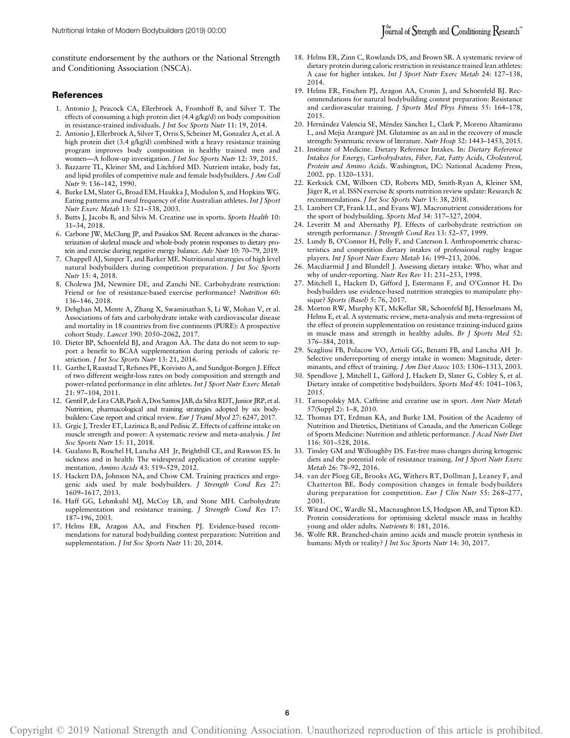constitute endorsement by the authors or the National Strength and Conditioning Association (NSCA).

## References

1. Antonio J, Peacock CA, Ellerbroek A, Fromhoff B, and Silver T. The effects of consuming a high protein diet (4.4 g/kg/d) on body composition in resistance-trained individuals. *J Int Soc Sports Nutr* 11: 19, 2014.
2. Antonio J, Ellerbroek A, Silver T, Orris S, Scheiner M, Gonzalez A, et al. A high protein diet (3.4 g/kg/d) combined with a heavy resistance training program improves body composition in healthy trained men and women—A follow-up investigation. *J Int Soc Sports Nutr* 12: 39, 2015.
3. Bazzarre TL, Kleiner SM, and Litchford MD. Nutrient intake, body fat, and lipid profiles of competitive male and female bodybuilders. *J Am Coll Nutr* 9: 136–142, 1990.
4. Burke LM, Slater G, Broad EM, Haukka J, Modulon S, and Hopkins WG. Eating patterns and meal frequency of elite Australian athletes. *Int J Sport Nutr Exerc Metab* 13: 521–538, 2003.
5. Butts J, Jacobs B, and Silvis M. Creatine use in sports. *Sports Health* 10: 31–34, 2018.
6. Carbone JW, McClung JP, and Pasiakos SM. Recent advances in the characterization of skeletal muscle and whole-body protein responses to dietary protein and exercise during negative energy balance. *Adv Nutr* 10: 70–79, 2019.
7. Chappell AJ, Simper T, and Barker ME. Nutritional strategies of high level natural bodybuilders during competition preparation. *J Int Soc Sports Nutr* 15: 4, 2018.
8. Cholewa JM, Newmire DE, and Zanchi NE. Carbohydrate restriction: Friend or foe of resistance-based exercise performance? *Nutrition* 60: 136–146, 2018.
9. Dehghan M, Mente A, Zhang X, Swaminathan S, Li W, Mohan V, et al. Associations of fats and carbohydrate intake with cardiovascular disease and mortality in 18 countries from five continents (PURE): A prospective cohort Study. *Lancet* 390: 2050–2062, 2017.
10. Dieter BP, Schoenfeld BJ, and Aragon AA. The data do not seem to support a benefit to BCAA supplementation during periods of caloric restriction. *J Int Soc Sports Nutr* 13: 21, 2016.
11. Garthe I, Raastad T, Refsnes PE, Koivisto A, and Sundgot-Borgen J. Effect of two different weight-loss rates on body composition and strength and power-related performance in elite athletes. *Int J Sport Nutr Exerc Metab* 21: 97–104, 2011.
12. Gentil P, de Lira CAB, Paoli A, Dos Santos JAB, da Silva RDT, Junior JRP, et al. Nutrition, pharmacological and training strategies adopted by six bodybuilders: Case report and critical review. *Eur J Transl Myol* 27: 6247, 2017.
13. Grgic J, Trexler ET, Lazinica B, and Pedisic Z. Effects of caffeine intake on muscle strength and power: A systematic review and meta-analysis. *J Int Soc Sports Nutr* 15: 11, 2018.
14. Gualano B, Roschel H, Lancha AH Jr, Brightbill CE, and Rawson ES. In sickness and in health: The widespread application of creatine supplementation. *Amino Acids* 43: 519–529, 2012.
15. Hackett DA, Johnson NA, and Chow CM. Training practices and ergogenic aids used by male bodybuilders. *J Strength Cond Res* 27: 1609–1617, 2013.
16. Haff GG, Lehmkuhl MJ, McCoy LB, and Stone MH. Carbohydrate supplementation and resistance training. *J Strength Cond Res* 17: 187–196, 2003.
17. Helms ER, Aragon AA, and Fitschen PJ. Evidence-based recommendations for natural bodybuilding contest preparation: Nutrition and supplementation. *J Int Soc Sports Nutr* 11: 20, 2014.
18. Helms ER, Zinn C, Rowlands DS, and Brown SR. A systematic review of dietary protein during caloric restriction in resistance trained lean athletes: A case for higher intakes. *Int J Sport Nutr Exerc Metab* 24: 127–138, 2014.
19. Helms ER, Fitschen PJ, Aragon AA, Cronin J, and Schoenfeld BJ. Recommendations for natural bodybuilding contest preparation: Resistance and cardiovascular training. *J Sports Med Phys Fitness* 55: 164–178, 2015.
20. Hernández Valencia SE, Méndez Sánchez L, Clark P, Moreno Altamirano L, and Mejía Aranguré JM. Glutamine as an aid in the recovery of muscle strength: Systematic review of literature. *Nutr Hosp* 32: 1443–1453, 2015.
21. Institute of Medicine. Dietary Reference Intakes. In: *Dietary Reference Intakes for Energy, Carbohydrates, Fiber, Fat, Fatty Acids, Cholesterol, Protein and Amino Acids*. Washington, DC: National Academy Press, 2002. pp. 1320–1331.
22. Kerksick CM, Wilborn CD, Roberts MD, Smith-Ryan A, Kleiner SM, Jäger R, et al. ISSN exercise & sports nutrition review update: Research & recommendations. *J Int Soc Sports Nutr* 15: 38, 2018.
23. Lambert CP, Frank LL, and Evans WJ. Macronutrient considerations for the sport of bodybuilding. *Sports Med* 34: 317–327, 2004.
24. Leveritt M and Abernathy PJ. Effects of carbohydrate restriction on strength performance. *J Strength Cond Res* 13: 52–57, 1999.
25. Lundy B, O'Connor H, Pelly F, and Caterson I. Anthropometric characteristics and competition dietary intakes of professional rugby league players. *Int J Sport Nutr Exerc Metab* 16: 199–213, 2006.
26. Macdiarmid J and Blundell J. Assessing dietary intake: Who, what and why of under-reporting. *Nutr Res Rev* 11: 231–253, 1998.
27. Mitchell L, Hackett D, Gifford J, Estermann F, and O'Connor H. Do bodybuilders use evidence-based nutrition strategies to manipulate physique? *Sports (Basel)* 5: 76, 2017.
28. Morton RW, Murphy KT, McKellar SR, Schoenfeld BJ, Henselmans M, Helms E, et al. A systematic review, meta-analysis and meta-regression of the effect of protein supplementation on resistance training-induced gains in muscle mass and strength in healthy adults. *Br J Sports Med* 52: 376–384, 2018.
29. Scagliusi FB, Polacow VO, Artioli GG, Benatti FB, and Lancha AH Jr. Selective underreporting of energy intake in women: Magnitude, determinants, and effect of training. *J Am Diet Assoc* 103: 1306–1313, 2003.
30. Spendlove J, Mitchell L, Gifford J, Hackett D, Slater G, Cobley S, et al. Dietary intake of competitive bodybuilders. *Sports Med* 45: 1041–1063, 2015.
31. Tarnopolsky MA. Caffeine and creatine use in sport. *Ann Nutr Metab* 57(Suppl 2): 1–8, 2010.
32. Thomas DT, Erdman KA, and Burke LM. Position of the Academy of Nutrition and Dietetics, Dietitians of Canada, and the American College of Sports Medicine: Nutrition and athletic performance. *J Acad Nutr Diet* 116: 501–528, 2016.
33. Tinsley GM and Willoughby DS. Fat-free mass changes during ketogenic diets and the potential role of resistance training. *Int J Sport Nutr Exerc Metab* 26: 78–92, 2016.
34. van der Ploeg GE, Brooks AG, Withers RT, Dollman J, Leaney F, and Chatterton BE. Body composition changes in female bodybuilders during preparation for competition. *Eur J Clin Nutr* 55: 268–277, 2001.
35. Witard OC, Wardle SL, Macnaughton LS, Hodgson AB, and Tipton KD. Protein considerations for optimising skeletal muscle mass in healthy young and older adults. *Nutrients* 8: 181, 2016.
36. Wolfe RR. Branched-chain amino acids and muscle protein synthesis in humans: Myth or reality? *J Int Soc Sports Nutr* 14: 30, 2017.

Copyright © 2019 National Strength and Conditioning Association. Unauthorized reproduction of this article is prohibited.